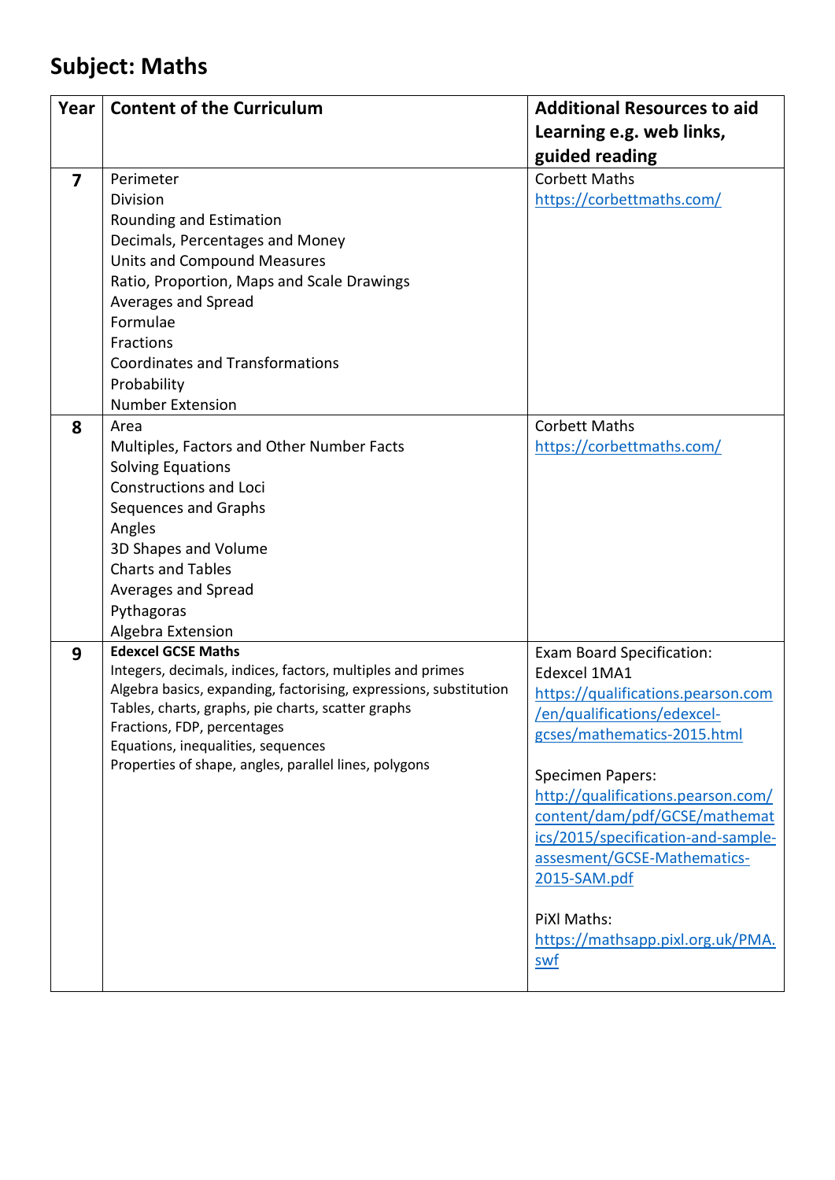## Subject: Maths

| Year | Content of the Curriculum | Additional Resources to aid Learning e.g. web links, guided reading |
|---|---|---|
| **7** | Perimeter<br>Division<br>Rounding and Estimation<br>Decimals, Percentages and Money<br>Units and Compound Measures<br>Ratio, Proportion, Maps and Scale Drawings<br>Averages and Spread<br>Formulae<br>Fractions<br>Coordinates and Transformations<br>Probability<br>Number Extension | Corbett Maths<br>https://corbettmaths.com/ |
| **8** | Area<br>Multiples, Factors and Other Number Facts<br>Solving Equations<br>Constructions and Loci<br>Sequences and Graphs<br>Angles<br>3D Shapes and Volume<br>Charts and Tables<br>Averages and Spread<br>Pythagoras<br>Algebra Extension | Corbett Maths<br>https://corbettmaths.com/ |
| **9** | **Edexcel GCSE Maths**<br>Integers, decimals, indices, factors, multiples and primes<br>Algebra basics, expanding, factorising, expressions, substitution<br>Tables, charts, graphs, pie charts, scatter graphs<br>Fractions, FDP, percentages<br>Equations, inequalities, sequences<br>Properties of shape, angles, parallel lines, polygons | Exam Board Specification:<br>Edexcel 1MA1<br>https://qualifications.pearson.com/en/qualifications/edexcel-gcses/mathematics-2015.html<br><br>Specimen Papers:<br>http://qualifications.pearson.com/content/dam/pdf/GCSE/mathematics/2015/specification-and-sample-assesment/GCSE-Mathematics-2015-SAM.pdf<br><br>PiXl Maths:<br>https://mathsapp.pixl.org.uk/PMA.swf |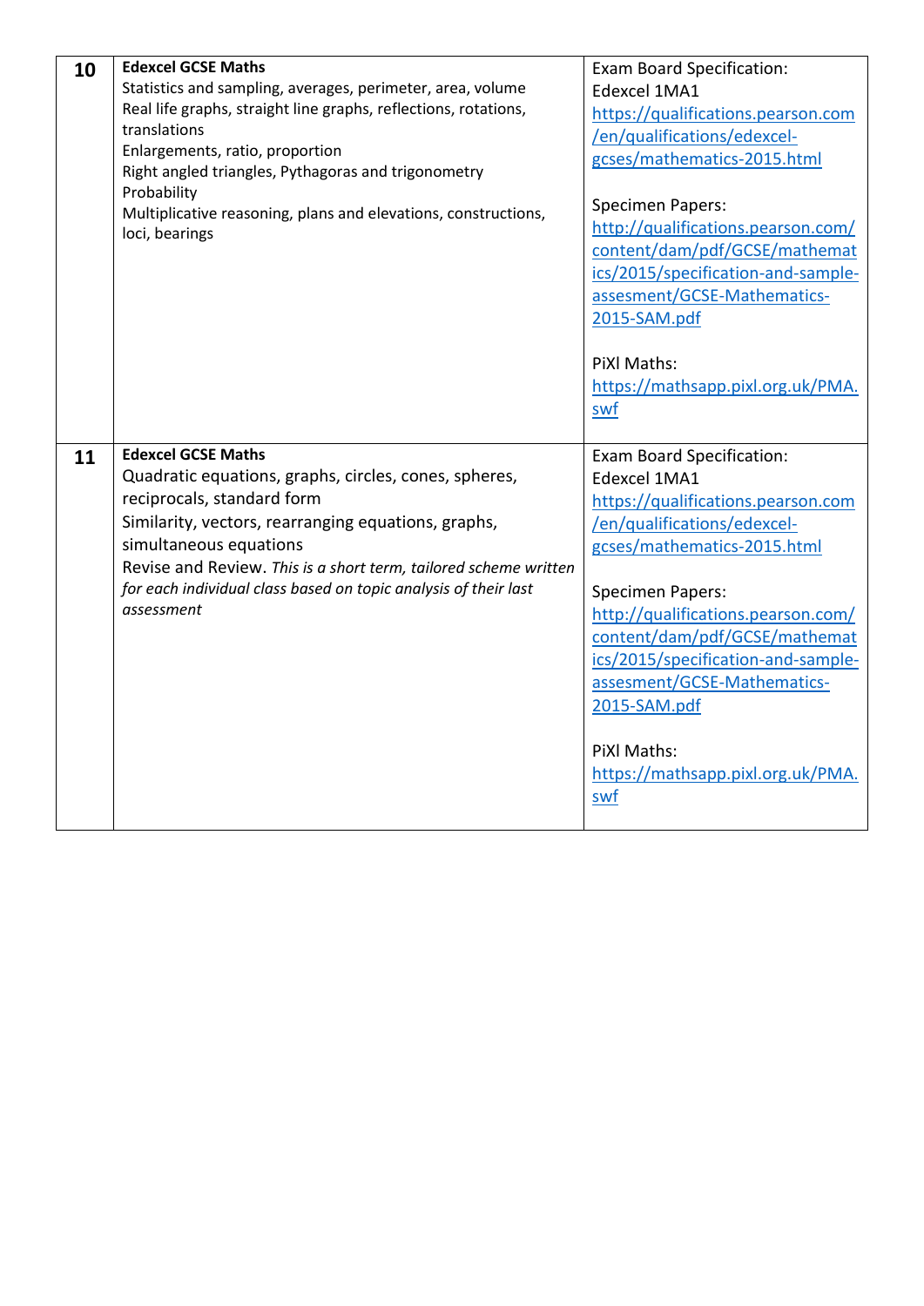| | | |
|---|---|---|
| **10** | **Edexcel GCSE Maths**<br>Statistics and sampling, averages, perimeter, area, volume<br>Real life graphs, straight line graphs, reflections, rotations, translations<br>Enlargements, ratio, proportion<br>Right angled triangles, Pythagoras and trigonometry<br>Probability<br>Multiplicative reasoning, plans and elevations, constructions, loci, bearings | Exam Board Specification:<br>Edexcel 1MA1<br>https://qualifications.pearson.com/en/qualifications/edexcel-gcses/mathematics-2015.html<br><br>Specimen Papers:<br>http://qualifications.pearson.com/content/dam/pdf/GCSE/mathematics/2015/specification-and-sample-assesment/GCSE-Mathematics-2015-SAM.pdf<br><br>PiXl Maths:<br>https://mathsapp.pixl.org.uk/PMA.swf |
| **11** | **Edexcel GCSE Maths**<br>Quadratic equations, graphs, circles, cones, spheres, reciprocals, standard form<br>Similarity, vectors, rearranging equations, graphs, simultaneous equations<br>Revise and Review. *This is a short term, tailored scheme written for each individual class based on topic analysis of their last assessment* | Exam Board Specification:<br>Edexcel 1MA1<br>https://qualifications.pearson.com/en/qualifications/edexcel-gcses/mathematics-2015.html<br><br>Specimen Papers:<br>http://qualifications.pearson.com/content/dam/pdf/GCSE/mathematics/2015/specification-and-sample-assesment/GCSE-Mathematics-2015-SAM.pdf<br><br>PiXl Maths:<br>https://mathsapp.pixl.org.uk/PMA.swf |